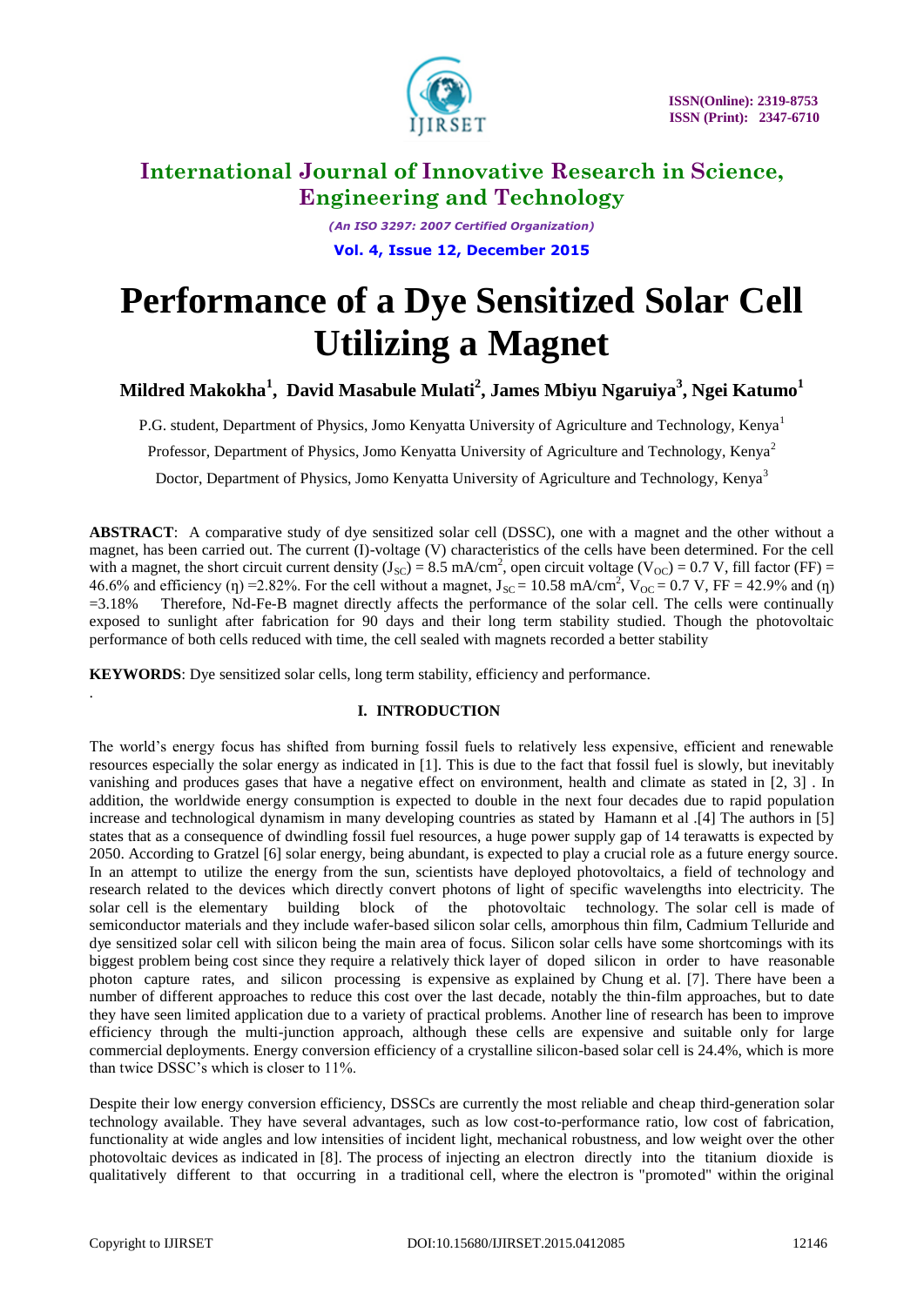# International Journal of Innovative Research in Science, Engineering and Technology

*(An ISO 3297: 2007 Certified Organization)*

**Vol. 4, Issue 12, December 2015**

# Performance of a Dye Sensitized Solar Cell Utilizing a Magnet

**Mildred Makokha[1], David Masabule Mulati[2], James Mbiyu Ngaruiya[3], Ngei Katumo[1]**

P.G. student, Department of Physics, Jomo Kenyatta University of Agriculture and Technology, Kenya[1]

Professor, Department of Physics, Jomo Kenyatta University of Agriculture and Technology, Kenya[2]

Doctor, Department of Physics, Jomo Kenyatta University of Agriculture and Technology, Kenya[3]

**ABSTRACT**: A comparative study of dye sensitized solar cell (DSSC), one with a magnet and the other without a magnet, has been carried out. The current (I)-voltage (V) characteristics of the cells have been determined. For the cell with a magnet, the short circuit current density ($J_{SC}$) = 8.5 mA/cm$^2$, open circuit voltage ($V_{OC}$) = 0.7 V, fill factor (FF) = 46.6% and efficiency (η) =2.82%. For the cell without a magnet, $J_{SC}$ = 10.58 mA/cm$^2$, $V_{OC}$ = 0.7 V, FF = 42.9% and (η) =3.18% Therefore, Nd-Fe-B magnet directly affects the performance of the solar cell. The cells were continually exposed to sunlight after fabrication for 90 days and their long term stability studied. Though the photovoltaic performance of both cells reduced with time, the cell sealed with magnets recorded a better stability

**KEYWORDS**: Dye sensitized solar cells, long term stability, efficiency and performance.

## I. INTRODUCTION

The world's energy focus has shifted from burning fossil fuels to relatively less expensive, efficient and renewable resources especially the solar energy as indicated in [1]. This is due to the fact that fossil fuel is slowly, but inevitably vanishing and produces gases that have a negative effect on environment, health and climate as stated in [2, 3] . In addition, the worldwide energy consumption is expected to double in the next four decades due to rapid population increase and technological dynamism in many developing countries as stated by Hamann et al .[4] The authors in [5] states that as a consequence of dwindling fossil fuel resources, a huge power supply gap of 14 terawatts is expected by 2050. According to Gratzel [6] solar energy, being abundant, is expected to play a crucial role as a future energy source. In an attempt to utilize the energy from the sun, scientists have deployed photovoltaics, a field of technology and research related to the devices which directly convert photons of light of specific wavelengths into electricity. The solar cell is the elementary building block of the photovoltaic technology. The solar cell is made of semiconductor materials and they include wafer-based silicon solar cells, amorphous thin film, Cadmium Telluride and dye sensitized solar cell with silicon being the main area of focus. Silicon solar cells have some shortcomings with its biggest problem being cost since they require a relatively thick layer of doped silicon in order to have reasonable photon capture rates, and silicon processing is expensive as explained by Chung et al. [7]. There have been a number of different approaches to reduce this cost over the last decade, notably the thin-film approaches, but to date they have seen limited application due to a variety of practical problems. Another line of research has been to improve efficiency through the multi-junction approach, although these cells are expensive and suitable only for large commercial deployments. Energy conversion efficiency of a crystalline silicon-based solar cell is 24.4%, which is more than twice DSSC's which is closer to 11%.

Despite their low energy conversion efficiency, DSSCs are currently the most reliable and cheap third-generation solar technology available. They have several advantages, such as low cost-to-performance ratio, low cost of fabrication, functionality at wide angles and low intensities of incident light, mechanical robustness, and low weight over the other photovoltaic devices as indicated in [8]. The process of injecting an electron directly into the titanium dioxide is qualitatively different to that occurring in a traditional cell, where the electron is "promoted" within the original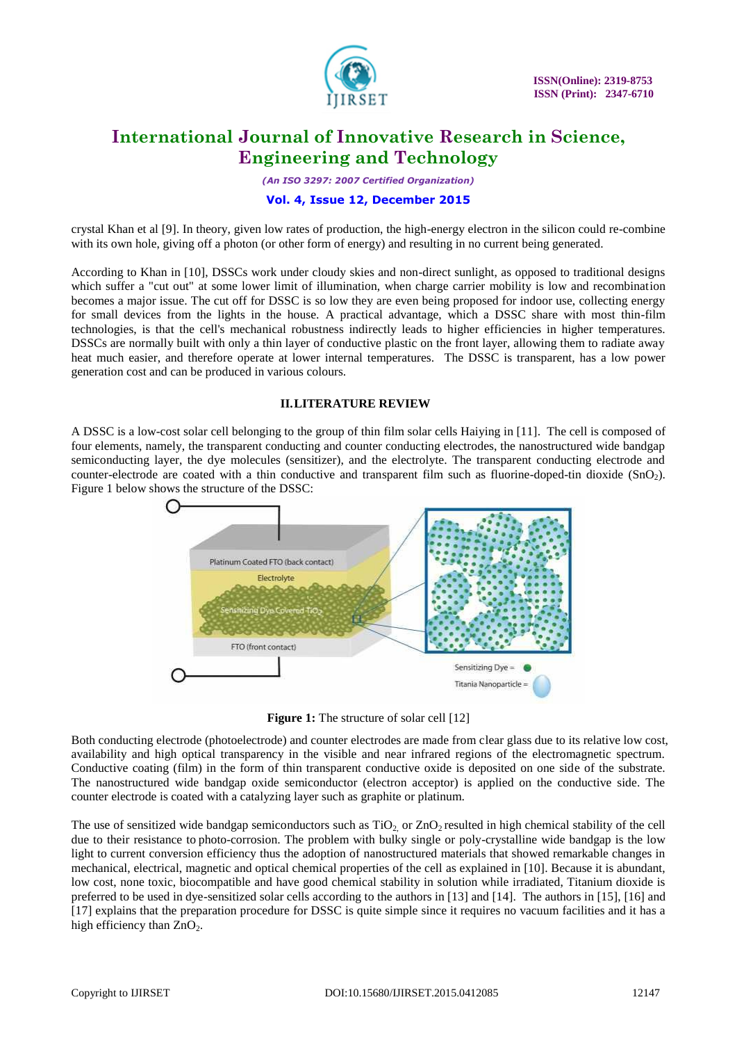crystal Khan et al [9]. In theory, given low rates of production, the high-energy electron in the silicon could re-combine with its own hole, giving off a photon (or other form of energy) and resulting in no current being generated.

According to Khan in [10], DSSCs work under cloudy skies and non-direct sunlight, as opposed to traditional designs which suffer a "cut out" at some lower limit of illumination, when charge carrier mobility is low and recombination becomes a major issue. The cut off for DSSC is so low they are even being proposed for indoor use, collecting energy for small devices from the lights in the house. A practical advantage, which a DSSC share with most thin-film technologies, is that the cell's mechanical robustness indirectly leads to higher efficiencies in higher temperatures. DSSCs are normally built with only a thin layer of conductive plastic on the front layer, allowing them to radiate away heat much easier, and therefore operate at lower internal temperatures. The DSSC is transparent, has a low power generation cost and can be produced in various colours.

## II. LITERATURE REVIEW

A DSSC is a low-cost solar cell belonging to the group of thin film solar cells Haiying in [11]. The cell is composed of four elements, namely, the transparent conducting and counter conducting electrodes, the nanostructured wide bandgap semiconducting layer, the dye molecules (sensitizer), and the electrolyte. The transparent conducting electrode and counter-electrode are coated with a thin conductive and transparent film such as fluorine-doped-tin dioxide ($SnO_2$). Figure 1 below shows the structure of the DSSC:

**Figure 1:** The structure of solar cell [12]

Both conducting electrode (photoelectrode) and counter electrodes are made from clear glass due to its relative low cost, availability and high optical transparency in the visible and near infrared regions of the electromagnetic spectrum. Conductive coating (film) in the form of thin transparent conductive oxide is deposited on one side of the substrate. The nanostructured wide bandgap oxide semiconductor (electron acceptor) is applied on the conductive side. The counter electrode is coated with a catalyzing layer such as graphite or platinum.

The use of sensitized wide bandgap semiconductors such as $TiO_2$ or $ZnO_2$ resulted in high chemical stability of the cell due to their resistance to photo-corrosion. The problem with bulky single or poly-crystalline wide bandgap is the low light to current conversion efficiency thus the adoption of nanostructured materials that showed remarkable changes in mechanical, electrical, magnetic and optical chemical properties of the cell as explained in [10]. Because it is abundant, low cost, none toxic, biocompatible and have good chemical stability in solution while irradiated, Titanium dioxide is preferred to be used in dye-sensitized solar cells according to the authors in [13] and [14]. The authors in [15], [16] and [17] explains that the preparation procedure for DSSC is quite simple since it requires no vacuum facilities and it has a high efficiency than $ZnO_2$.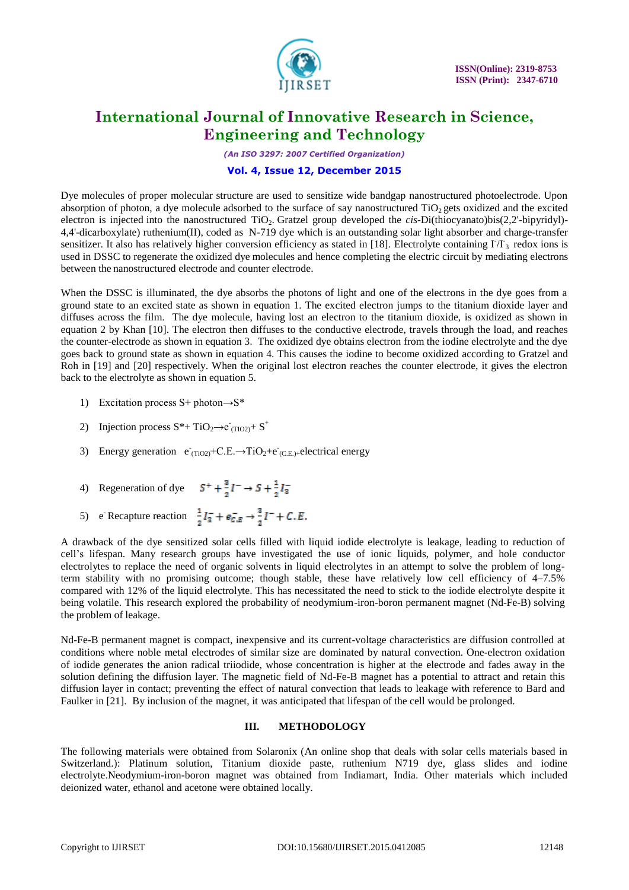Dye molecules of proper molecular structure are used to sensitize wide bandgap nanostructured photoelectrode. Upon absorption of photon, a dye molecule adsorbed to the surface of say nanostructured $TiO_2$ gets oxidized and the excited electron is injected into the nanostructured $TiO_2$. Gratzel group developed the *cis*-Di(thiocyanato)bis(2,2'-bipyridyl)-4,4'-dicarboxylate) ruthenium(II), coded as N-719 dye which is an outstanding solar light absorber and charge-transfer sensitizer. It also has relatively higher conversion efficiency as stated in [18]. Electrolyte containing $I^-/I^-_3$ redox ions is used in DSSC to regenerate the oxidized dye molecules and hence completing the electric circuit by mediating electrons between the nanostructured electrode and counter electrode.

When the DSSC is illuminated, the dye absorbs the photons of light and one of the electrons in the dye goes from a ground state to an excited state as shown in equation 1. The excited electron jumps to the titanium dioxide layer and diffuses across the film. The dye molecule, having lost an electron to the titanium dioxide, is oxidized as shown in equation 2 by Khan [10]. The electron then diffuses to the conductive electrode, travels through the load, and reaches the counter-electrode as shown in equation 3. The oxidized dye obtains electron from the iodine electrolyte and the dye goes back to ground state as shown in equation 4. This causes the iodine to become oxidized according to Gratzel and Roh in [19] and [20] respectively. When the original lost electron reaches the counter electrode, it gives the electron back to the electrolyte as shown in equation 5.

1) Excitation process $S + \text{photon} \rightarrow S^*$

2) Injection process $S^* + TiO_2 \rightarrow e^-_{(TiO2)} + S^+$

3) Energy generation $e^-_{(TiO2)} + C.E. \rightarrow TiO_2 + e^-_{(C.E.)} + \text{electrical energy}$

4) Regeneration of dye $S^+ + \frac{3}{2}I^- \rightarrow S + \frac{1}{2}I_3^-$

5) $e^-$ Recapture reaction $\frac{1}{2}I_3^- + e^-_{C.E} \rightarrow \frac{3}{2}I^- + C.E.$

A drawback of the dye sensitized solar cells filled with liquid iodide electrolyte is leakage, leading to reduction of cell's lifespan. Many research groups have investigated the use of ionic liquids, polymer, and hole conductor electrolytes to replace the need of organic solvents in liquid electrolytes in an attempt to solve the problem of long-term stability with no promising outcome; though stable, these have relatively low cell efficiency of 4–7.5% compared with 12% of the liquid electrolyte. This has necessitated the need to stick to the iodide electrolyte despite it being volatile. This research explored the probability of neodymium-iron-boron permanent magnet (Nd-Fe-B) solving the problem of leakage.

Nd-Fe-B permanent magnet is compact, inexpensive and its current-voltage characteristics are diffusion controlled at conditions where noble metal electrodes of similar size are dominated by natural convection. One-electron oxidation of iodide generates the anion radical triiodide, whose concentration is higher at the electrode and fades away in the solution defining the diffusion layer. The magnetic field of Nd-Fe-B magnet has a potential to attract and retain this diffusion layer in contact; preventing the effect of natural convection that leads to leakage with reference to Bard and Faulker in [21]. By inclusion of the magnet, it was anticipated that lifespan of the cell would be prolonged.

## III. METHODOLOGY

The following materials were obtained from Solaronix (An online shop that deals with solar cells materials based in Switzerland.): Platinum solution, Titanium dioxide paste, ruthenium N719 dye, glass slides and iodine electrolyte.Neodymium-iron-boron magnet was obtained from Indiamart, India. Other materials which included deionized water, ethanol and acetone were obtained locally.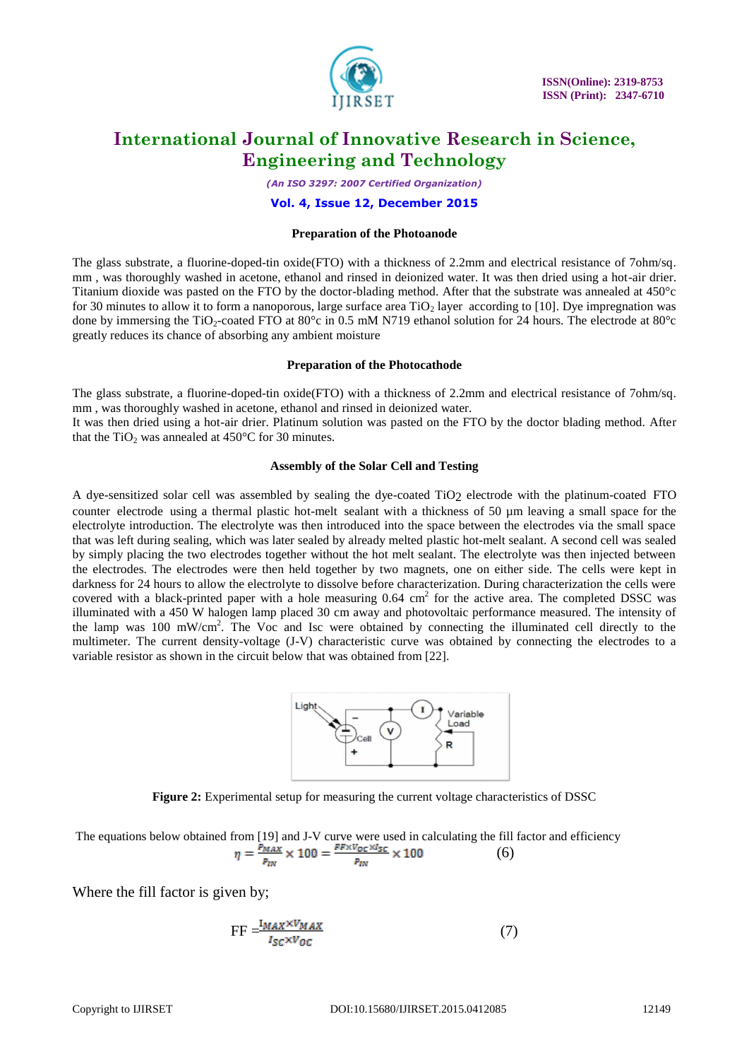### Preparation of the Photoanode

The glass substrate, a fluorine-doped-tin oxide(FTO) with a thickness of 2.2mm and electrical resistance of 7ohm/sq. mm , was thoroughly washed in acetone, ethanol and rinsed in deionized water. It was then dried using a hot-air drier. Titanium dioxide was pasted on the FTO by the doctor-blading method. After that the substrate was annealed at 450°c for 30 minutes to allow it to form a nanoporous, large surface area $TiO_2$ layer according to [10]. Dye impregnation was done by immersing the $TiO_2$-coated FTO at 80°c in 0.5 mM N719 ethanol solution for 24 hours. The electrode at 80°c greatly reduces its chance of absorbing any ambient moisture

### Preparation of the Photocathode

The glass substrate, a fluorine-doped-tin oxide(FTO) with a thickness of 2.2mm and electrical resistance of 7ohm/sq. mm , was thoroughly washed in acetone, ethanol and rinsed in deionized water.

It was then dried using a hot-air drier. Platinum solution was pasted on the FTO by the doctor blading method. After that the $TiO_2$ was annealed at 450°C for 30 minutes.

### Assembly of the Solar Cell and Testing

A dye-sensitized solar cell was assembled by sealing the dye-coated $TiO_2$ electrode with the platinum-coated FTO counter electrode using a thermal plastic hot-melt sealant with a thickness of 50 µm leaving a small space for the electrolyte introduction. The electrolyte was then introduced into the space between the electrodes via the small space that was left during sealing, which was later sealed by already melted plastic hot-melt sealant. A second cell was sealed by simply placing the two electrodes together without the hot melt sealant. The electrolyte was then injected between the electrodes. The electrodes were then held together by two magnets, one on either side. The cells were kept in darkness for 24 hours to allow the electrolyte to dissolve before characterization. During characterization the cells were covered with a black-printed paper with a hole measuring 0.64 $cm^2$ for the active area. The completed DSSC was illuminated with a 450 W halogen lamp placed 30 cm away and photovoltaic performance measured. The intensity of the lamp was 100 $mW/cm^2$. The Voc and Isc were obtained by connecting the illuminated cell directly to the multimeter. The current density-voltage (J-V) characteristic curve was obtained by connecting the electrodes to a variable resistor as shown in the circuit below that was obtained from [22].

**Figure 2:** Experimental setup for measuring the current voltage characteristics of DSSC

The equations below obtained from [19] and J-V curve were used in calculating the fill factor and efficiency

$$\eta = \frac{P_{MAX}}{P_{IN}} \times 100 = \frac{FF \times V_{OC} \times I_{SC}}{P_{IN}} \times 100 \qquad (6)$$

Where the fill factor is given by;

$$FF = \frac{I_{MAX} \times V_{MAX}}{I_{SC} \times V_{OC}} \qquad (7)$$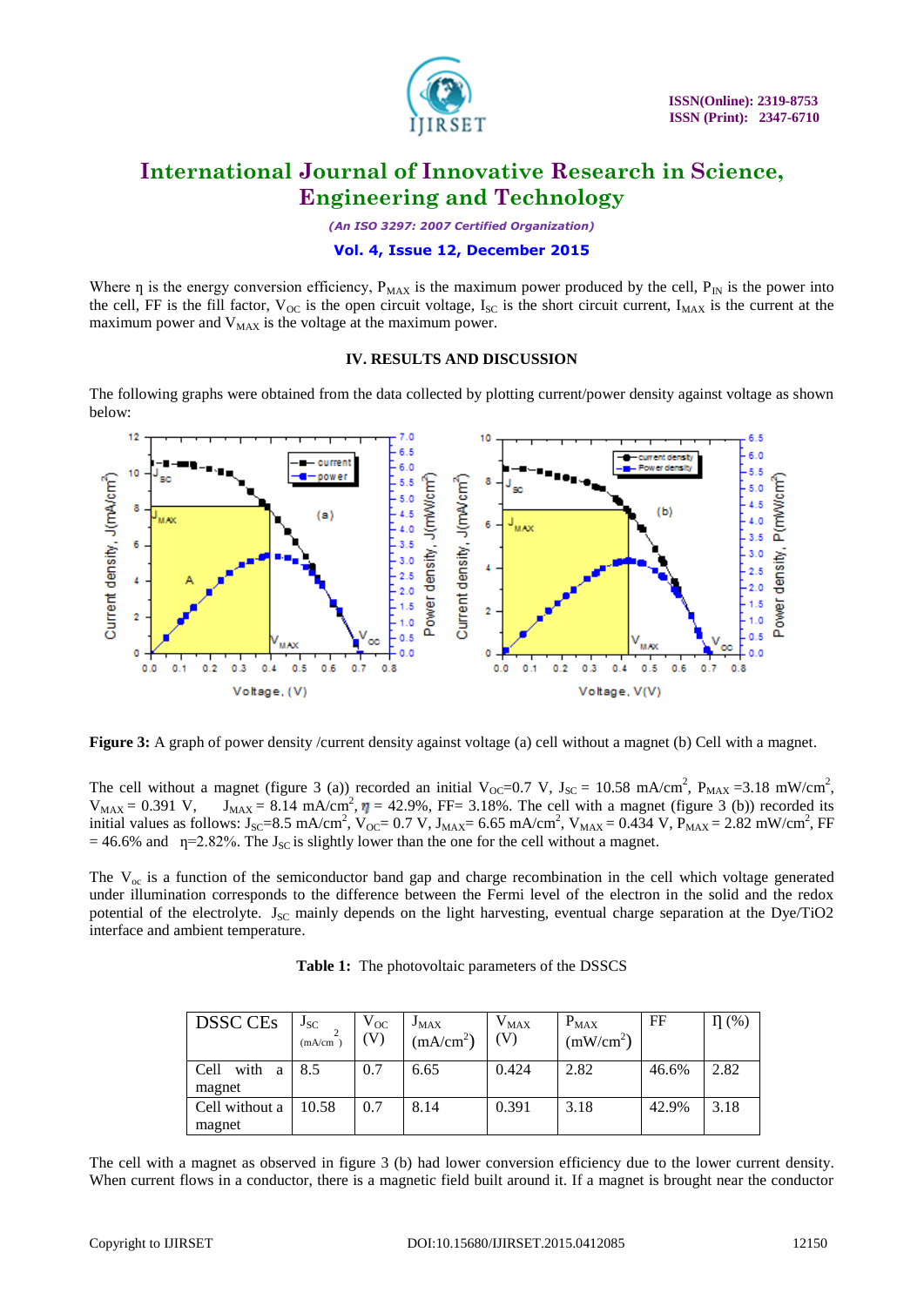Where η is the energy conversion efficiency, $P_{MAX}$ is the maximum power produced by the cell, $P_{IN}$ is the power into the cell, FF is the fill factor, $V_{OC}$ is the open circuit voltage, $I_{SC}$ is the short circuit current, $I_{MAX}$ is the current at the maximum power and $V_{MAX}$ is the voltage at the maximum power.

## IV. RESULTS AND DISCUSSION

The following graphs were obtained from the data collected by plotting current/power density against voltage as shown below:

**Figure 3:** A graph of power density /current density against voltage (a) cell without a magnet (b) Cell with a magnet.

The cell without a magnet (figure 3 (a)) recorded an initial $V_{OC}$=0.7 V, $J_{SC}$ = 10.58 mA/cm$^2$, $P_{MAX}$ =3.18 mW/cm$^2$, $V_{MAX}$ = 0.391 V, $J_{MAX}$ = 8.14 mA/cm$^2$, η = 42.9%, FF= 3.18%. The cell with a magnet (figure 3 (b)) recorded its initial values as follows: $J_{SC}$=8.5 mA/cm$^2$, $V_{OC}$= 0.7 V, $J_{MAX}$= 6.65 mA/cm$^2$, $V_{MAX}$ = 0.434 V, $P_{MAX}$ = 2.82 mW/cm$^2$, FF = 46.6% and η=2.82%. The $J_{SC}$ is slightly lower than the one for the cell without a magnet.

The $V_{oc}$ is a function of the semiconductor band gap and charge recombination in the cell which voltage generated under illumination corresponds to the difference between the Fermi level of the electron in the solid and the redox potential of the electrolyte. $J_{SC}$ mainly depends on the light harvesting, eventual charge separation at the Dye/TiO2 interface and ambient temperature.

**Table 1:** The photovoltaic parameters of the DSSCS

| DSSC CEs | $J_{SC}$ (mA/cm$^2$) | $V_{OC}$ (V) | $J_{MAX}$ (mA/cm$^2$) | $V_{MAX}$ (V) | $P_{MAX}$ (mW/cm$^2$) | FF | η (%) |
|---|---|---|---|---|---|---|---|
| Cell with a magnet | 8.5 | 0.7 | 6.65 | 0.424 | 2.82 | 46.6% | 2.82 |
| Cell without a magnet | 10.58 | 0.7 | 8.14 | 0.391 | 3.18 | 42.9% | 3.18 |

The cell with a magnet as observed in figure 3 (b) had lower conversion efficiency due to the lower current density. When current flows in a conductor, there is a magnetic field built around it. If a magnet is brought near the conductor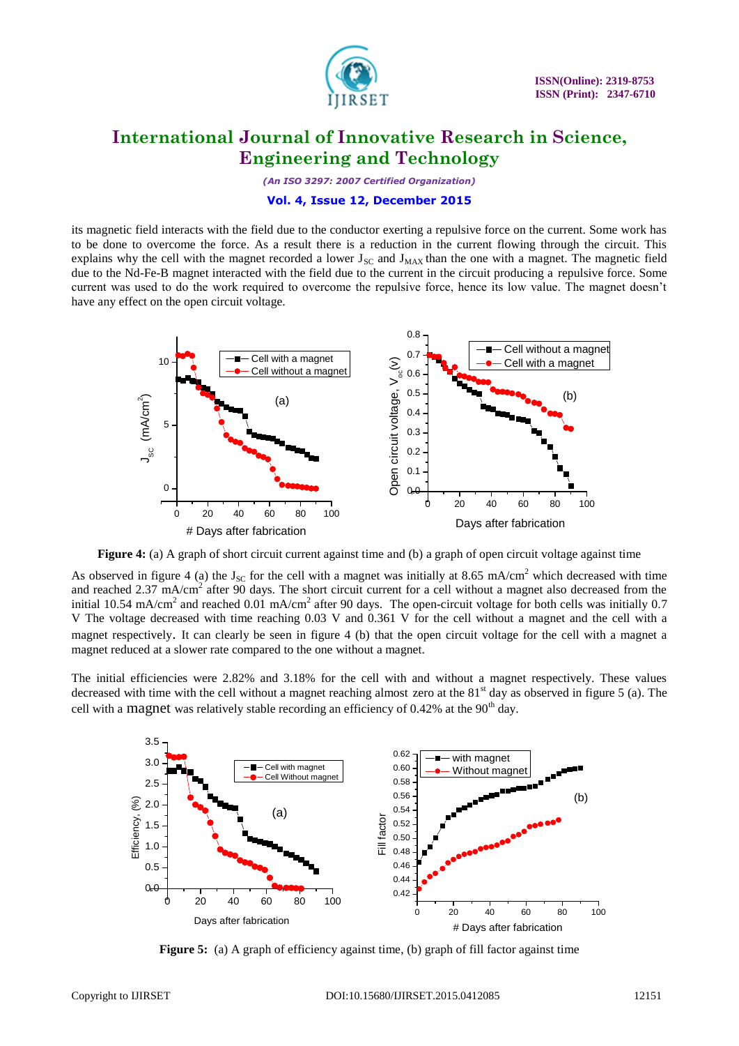its magnetic field interacts with the field due to the conductor exerting a repulsive force on the current. Some work has to be done to overcome the force. As a result there is a reduction in the current flowing through the circuit. This explains why the cell with the magnet recorded a lower $J_{SC}$ and $J_{MAX}$ than the one with a magnet. The magnetic field due to the Nd-Fe-B magnet interacted with the field due to the current in the circuit producing a repulsive force. Some current was used to do the work required to overcome the repulsive force, hence its low value. The magnet doesn't have any effect on the open circuit voltage.

**Figure 4:** (a) A graph of short circuit current against time and (b) a graph of open circuit voltage against time

As observed in figure 4 (a) the $J_{SC}$ for the cell with a magnet was initially at 8.65 mA/cm$^2$ which decreased with time and reached 2.37 mA/cm$^2$ after 90 days. The short circuit current for a cell without a magnet also decreased from the initial 10.54 mA/cm$^2$ and reached 0.01 mA/cm$^2$ after 90 days. The open-circuit voltage for both cells was initially 0.7 V The voltage decreased with time reaching 0.03 V and 0.361 V for the cell without a magnet and the cell with a magnet respectively. It can clearly be seen in figure 4 (b) that the open circuit voltage for the cell with a magnet a magnet reduced at a slower rate compared to the one without a magnet.

The initial efficiencies were 2.82% and 3.18% for the cell with and without a magnet respectively. These values decreased with time with the cell without a magnet reaching almost zero at the 81$^{st}$ day as observed in figure 5 (a). The cell with a magnet was relatively stable recording an efficiency of 0.42% at the 90$^{th}$ day.

**Figure 5:** (a) A graph of efficiency against time, (b) graph of fill factor against time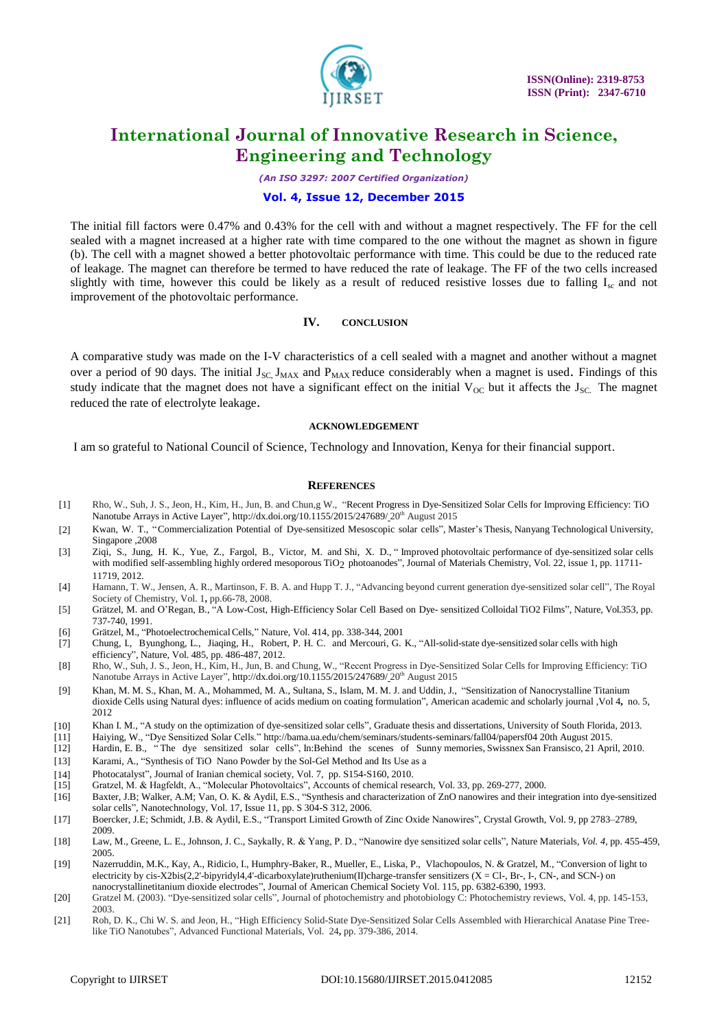The initial fill factors were 0.47% and 0.43% for the cell with and without a magnet respectively. The FF for the cell sealed with a magnet increased at a higher rate with time compared to the one without the magnet as shown in figure (b). The cell with a magnet showed a better photovoltaic performance with time. This could be due to the reduced rate of leakage. The magnet can therefore be termed to have reduced the rate of leakage. The FF of the two cells increased slightly with time, however this could be likely as a result of reduced resistive losses due to falling $I_{sc}$ and not improvement of the photovoltaic performance.

## IV. CONCLUSION

A comparative study was made on the I-V characteristics of a cell sealed with a magnet and another without a magnet over a period of 90 days. The initial $J_{SC,}$ $J_{MAX}$ and $P_{MAX}$ reduce considerably when a magnet is used. Findings of this study indicate that the magnet does not have a significant effect on the initial $V_{OC}$ but it affects the $J_{SC.}$ The magnet reduced the rate of electrolyte leakage.

## ACKNOWLEDGEMENT

I am so grateful to National Council of Science, Technology and Innovation, Kenya for their financial support.

## REFERENCES

[1] Rho, W., Suh, J. S., Jeon, H., Kim, H., Jun, B. and Chun,g W., "Recent Progress in Dye-Sensitized Solar Cells for Improving Efficiency: TiO Nanotube Arrays in Active Layer", http://dx.doi.org/10.1155/2015/247689/ 20th August 2015

[2] Kwan, W. T., "Commercialization Potential of Dye-sensitized Mesoscopic solar cells", Master's Thesis, Nanyang Technological University, Singapore ,2008

[3] Ziqi, S., Jung, H. K., Yue, Z., Fargol, B., Victor, M. and Shi, X. D., " Improved photovoltaic performance of dye-sensitized solar cells with modified self-assembling highly ordered mesoporous $TiO_2$ photoanodes", Journal of Materials Chemistry, Vol. 22, issue 1, pp. 11711-11719, 2012.

[4] Hamann, T. W., Jensen, A. R., Martinson, F. B. A. and Hupp T. J., "Advancing beyond current generation dye-sensitized solar cell", The Royal Society of Chemistry, Vol. 1, pp.66-78, 2008.

[5] Grätzel, M. and O'Regan, B., "A Low-Cost, High-Efficiency Solar Cell Based on Dye- sensitized Colloidal TiO2 Films", Nature, Vol.353, pp. 737-740, 1991.

[6] Grätzel, M., "Photoelectrochemical Cells," Nature, Vol. 414, pp. 338-344, 2001

[7] Chung, I., Byunghong, L., Jiaqing, H., Robert, P. H. C. and Mercouri, G. K., "All-solid-state dye-sensitized solar cells with high efficiency", Nature, Vol. 485, pp. 486-487, 2012.

[8] Rho, W., Suh, J. S., Jeon, H., Kim, H., Jun, B. and Chung, W., "Recent Progress in Dye-Sensitized Solar Cells for Improving Efficiency: TiO Nanotube Arrays in Active Layer", http://dx.doi.org/10.1155/2015/247689/ 20th August 2015

[9] Khan, M. M. S., Khan, M. A., Mohammed, M. A., Sultana, S., Islam, M. M. J. and Uddin, J., "Sensitization of Nanocrystalline Titanium dioxide Cells using Natural dyes: influence of acids medium on coating formulation", American academic and scholarly journal ,Vol 4, no. 5, 2012

[10] Khan I. M., "A study on the optimization of dye-sensitized solar cells", Graduate thesis and dissertations, University of South Florida, 2013.

[11] Haiying, W., "Dye Sensitized Solar Cells." http://bama.ua.edu/chem/seminars/students-seminars/fall04/papersf04 20th August 2015.

[12] Hardin, E. B., " The dye sensitized solar cells", In:Behind the scenes of Sunny memories, Swissnex San Fransisco, 21 April, 2010.

[13] Karami, A., "Synthesis of TiO Nano Powder by the Sol-Gel Method and Its Use as a

[14] Photocatalyst", Journal of Iranian chemical society, Vol. 7, pp. S154-S160, 2010.

[15] Gratzel, M. & Hagfeldt, A., "Molecular Photovoltaics", Accounts of chemical research, Vol. 33, pp. 269-277, 2000.

[16] Baxter, J.B; Walker, A.M; Van, O. K. & Aydil, E.S., "Synthesis and characterization of ZnO nanowires and their integration into dye-sensitized solar cells", Nanotechnology, Vol. 17, Issue 11, pp. S 304-S 312, 2006.

[17] Boercker, J.E; Schmidt, J.B. & Aydil, E.S., "Transport Limited Growth of Zinc Oxide Nanowires", Crystal Growth, Vol. 9, pp 2783–2789, 2009.

[18] Law, M., Greene, L. E., Johnson, J. C., Saykally, R. & Yang, P. D., "Nanowire dye sensitized solar cells", Nature Materials, *Vol. 4*, pp. 455-459, 2005.

[19] Nazerruddin, M.K., Kay, A., Ridicio, I., Humphry-Baker, R., Mueller, E., Liska, P., Vlachopoulos, N. & Gratzel, M., "Conversion of light to electricity by cis-X2bis(2,2'-bipyridyl4,4'-dicarboxylate)ruthenium(II)charge-transfer sensitizers (X = Cl-, Br-, I-, CN-, and SCN-) on nanocrystallinetitanium dioxide electrodes", Journal of American Chemical Society Vol. 115, pp. 6382-6390, 1993.

[20] Gratzel M. (2003). "Dye-sensitized solar cells", Journal of photochemistry and photobiology C: Photochemistry reviews, Vol. 4, pp. 145-153, 2003.

[21] Roh, D. K., Chi W. S. and Jeon, H., "High Efficiency Solid-State Dye-Sensitized Solar Cells Assembled with Hierarchical Anatase Pine Tree-like TiO Nanotubes", Advanced Functional Materials, Vol. 24, pp. 379-386, 2014.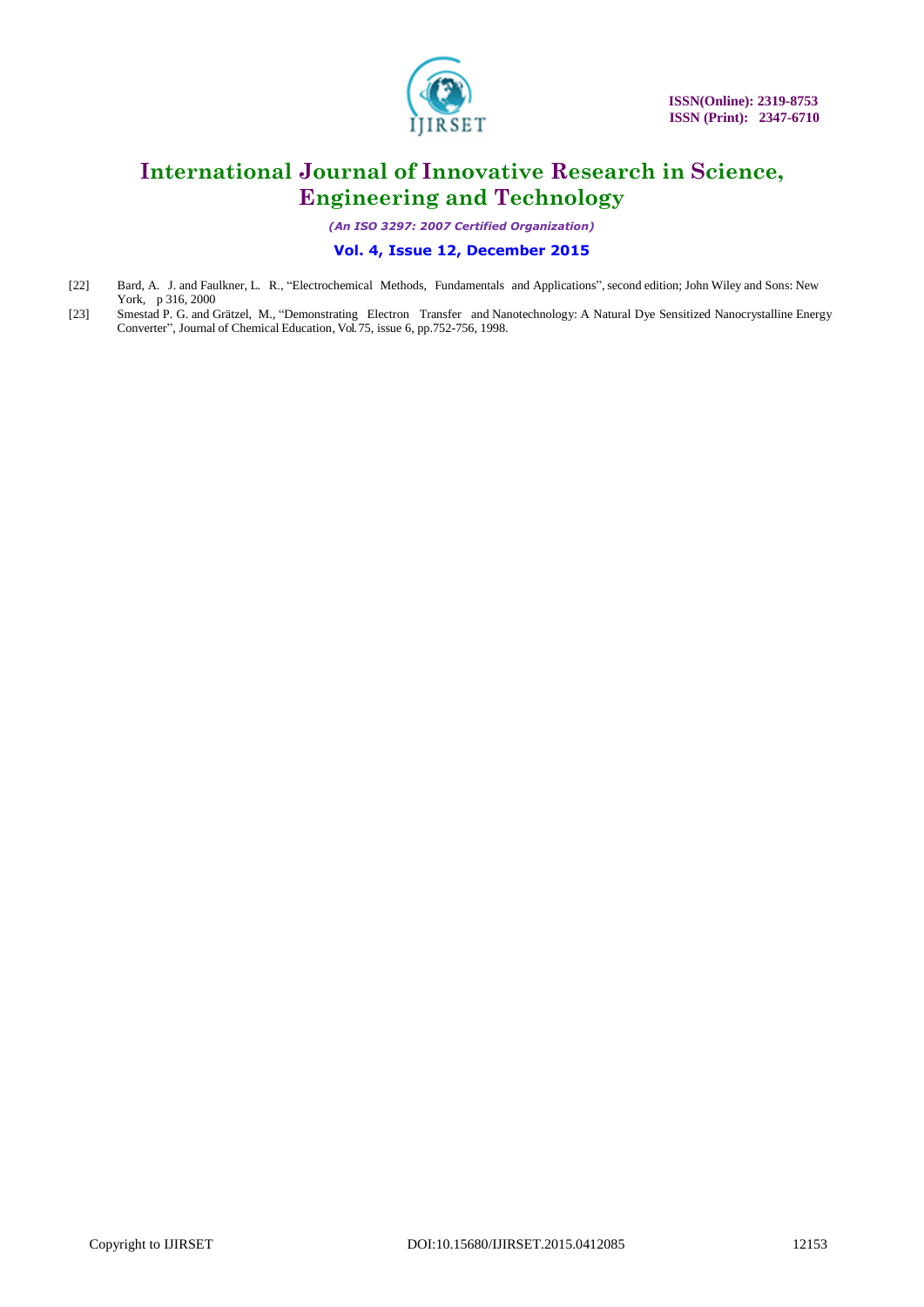[22] Bard, A. J. and Faulkner, L. R., "Electrochemical Methods, Fundamentals and Applications", second edition; John Wiley and Sons: New York, p 316, 2000

[23] Smestad P. G. and Grätzel, M., "Demonstrating Electron Transfer and Nanotechnology: A Natural Dye Sensitized Nanocrystalline Energy Converter", Journal of Chemical Education, Vol.75, issue 6, pp.752-756, 1998.